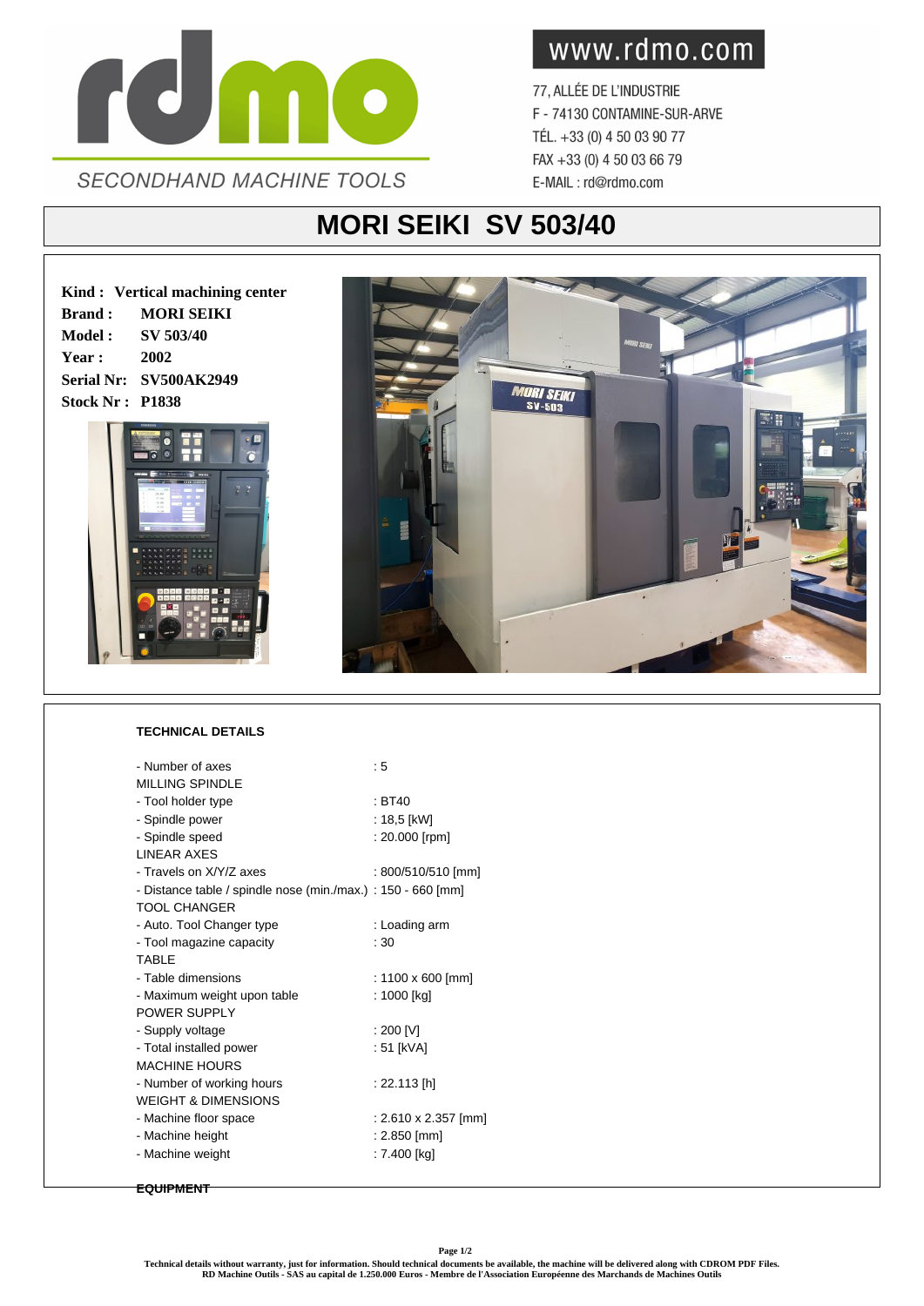rdmo

SECONDHAND MACHINE TOOLS

www.rdmo.com

77, ALLÉE DE L'INDUSTRIE
F - 74130 CONTAMINE-SUR-ARVE
TÉL. +33 (0) 4 50 03 90 77
FAX +33 (0) 4 50 03 66 79
E-MAIL : rd@rdmo.com

# MORI SEIKI SV 503/40

**Kind :** **Vertical machining center**
**Brand :** **MORI SEIKI**
**Model :** **SV 503/40**
**Year :** **2002**
**Serial Nr:** **SV500AK2949**
**Stock Nr :** **P1838**

## TECHNICAL DETAILS

- Number of axes : 5

MILLING SPINDLE
- Tool holder type : BT40
- Spindle power : 18,5 [kW]
- Spindle speed : 20.000 [rpm]

LINEAR AXES
- Travels on X/Y/Z axes : 800/510/510 [mm]
- Distance table / spindle nose (min./max.) : 150 - 660 [mm]

TOOL CHANGER
- Auto. Tool Changer type : Loading arm
- Tool magazine capacity : 30

TABLE
- Table dimensions : 1100 x 600 [mm]
- Maximum weight upon table : 1000 [kg]

POWER SUPPLY
- Supply voltage : 200 [V]
- Total installed power : 51 [kVA]

MACHINE HOURS
- Number of working hours : 22.113 [h]

WEIGHT & DIMENSIONS
- Machine floor space : 2.610 x 2.357 [mm]
- Machine height : 2.850 [mm]
- Machine weight : 7.400 [kg]

**EQUIPMENT**

**Technical details without warranty, just for information. Should technical documents be available, the machine will be delivered along with CDROM PDF Files.**
**RD Machine Outils - SAS au capital de 1.250.000 Euros - Membre de l'Association Européenne des Marchands de Machines Outils**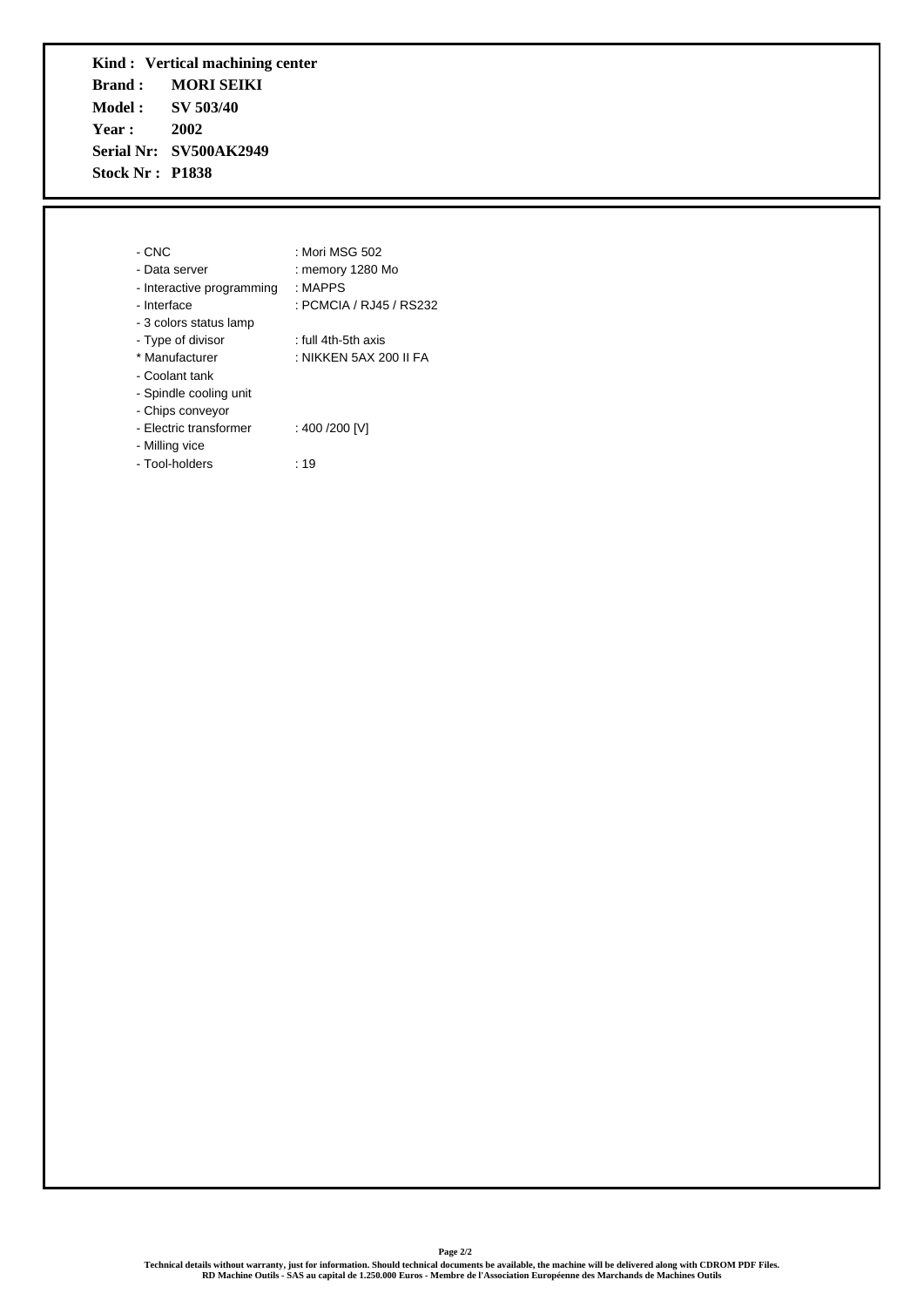**Kind : Vertical machining center**
**Brand : MORI SEIKI**
**Model : SV 503/40**
**Year : 2002**
**Serial Nr: SV500AK2949**
**Stock Nr : P1838**

| | |
|---|---|
| - CNC | : Mori MSG 502 |
| - Data server | : memory 1280 Mo |
| - Interactive programming | : MAPPS |
| - Interface | : PCMCIA / RJ45 / RS232 |
| - 3 colors status lamp | |
| - Type of divisor | : full 4th-5th axis |
| * Manufacturer | : NIKKEN 5AX 200 II FA |
| - Coolant tank | |
| - Spindle cooling unit | |
| - Chips conveyor | |
| - Electric transformer | : 400 /200 [V] |
| - Milling vice | |
| - Tool-holders | : 19 |

**Technical details without warranty, just for information. Should technical documents be available, the machine will be delivered along with CDROM PDF Files.**
**RD Machine Outils - SAS au capital de 1.250.000 Euros - Membre de l'Association Européenne des Marchands de Machines Outils**